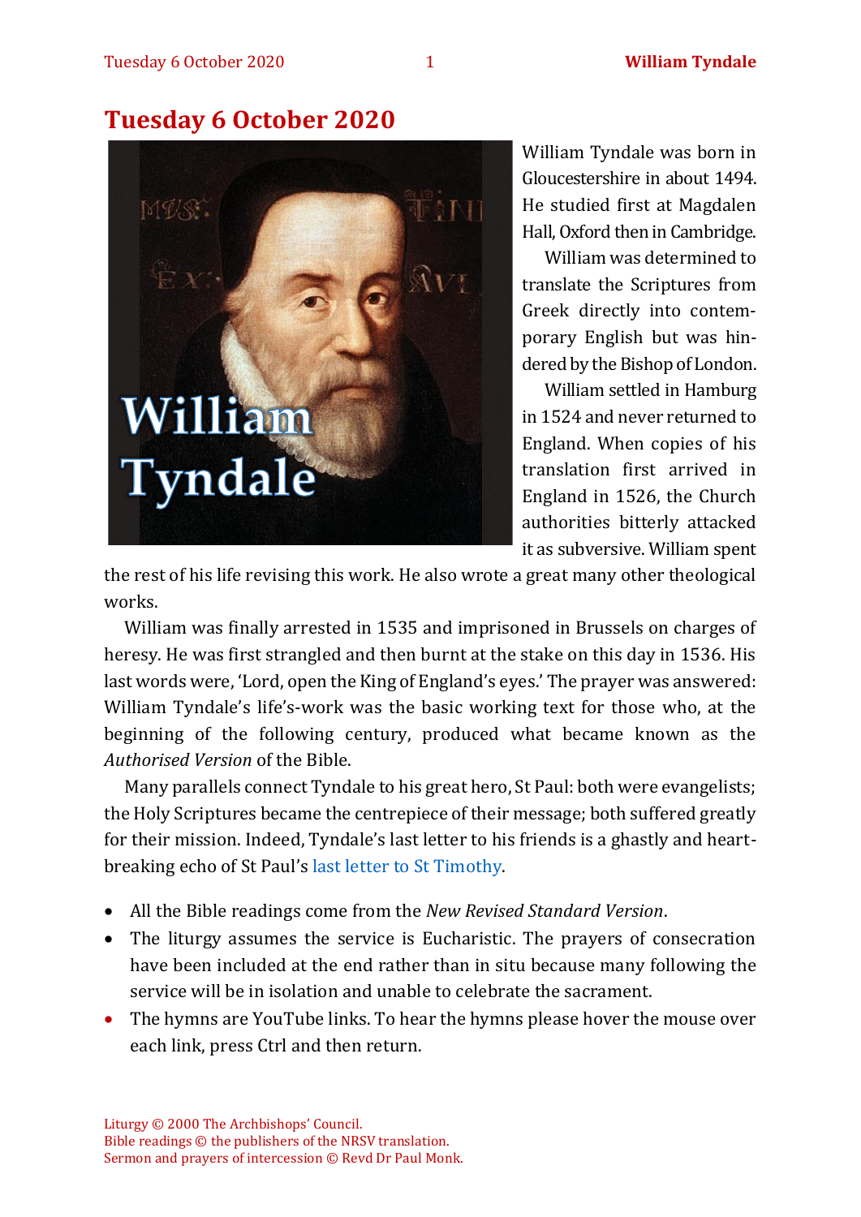# Tuesday 6 October 2020

William Tyndale was born in Gloucestershire in about 1494. He studied first at Magdalen Hall, Oxford then in Cambridge.

William was determined to translate the Scriptures from Greek directly into contemporary English but was hindered by the Bishop of London.

William settled in Hamburg in 1524 and never returned to England. When copies of his translation first arrived in England in 1526, the Church authorities bitterly attacked it as subversive. William spent the rest of his life revising this work. He also wrote a great many other theological works.

William was finally arrested in 1535 and imprisoned in Brussels on charges of heresy. He was first strangled and then burnt at the stake on this day in 1536. His last words were, 'Lord, open the King of England's eyes.' The prayer was answered: William Tyndale's life's-work was the basic working text for those who, at the beginning of the following century, produced what became known as the *Authorised Version* of the Bible.

Many parallels connect Tyndale to his great hero, St Paul: both were evangelists; the Holy Scriptures became the centrepiece of their message; both suffered greatly for their mission. Indeed, Tyndale's last letter to his friends is a ghastly and heartbreaking echo of St Paul's last letter to St Timothy.

- All the Bible readings come from the *New Revised Standard Version*.
- The liturgy assumes the service is Eucharistic. The prayers of consecration have been included at the end rather than in situ because many following the service will be in isolation and unable to celebrate the sacrament.
- The hymns are YouTube links. To hear the hymns please hover the mouse over each link, press Ctrl and then return.

Liturgy © 2000 The Archbishops' Council.
Bible readings © the publishers of the NRSV translation.
Sermon and prayers of intercession © Revd Dr Paul Monk.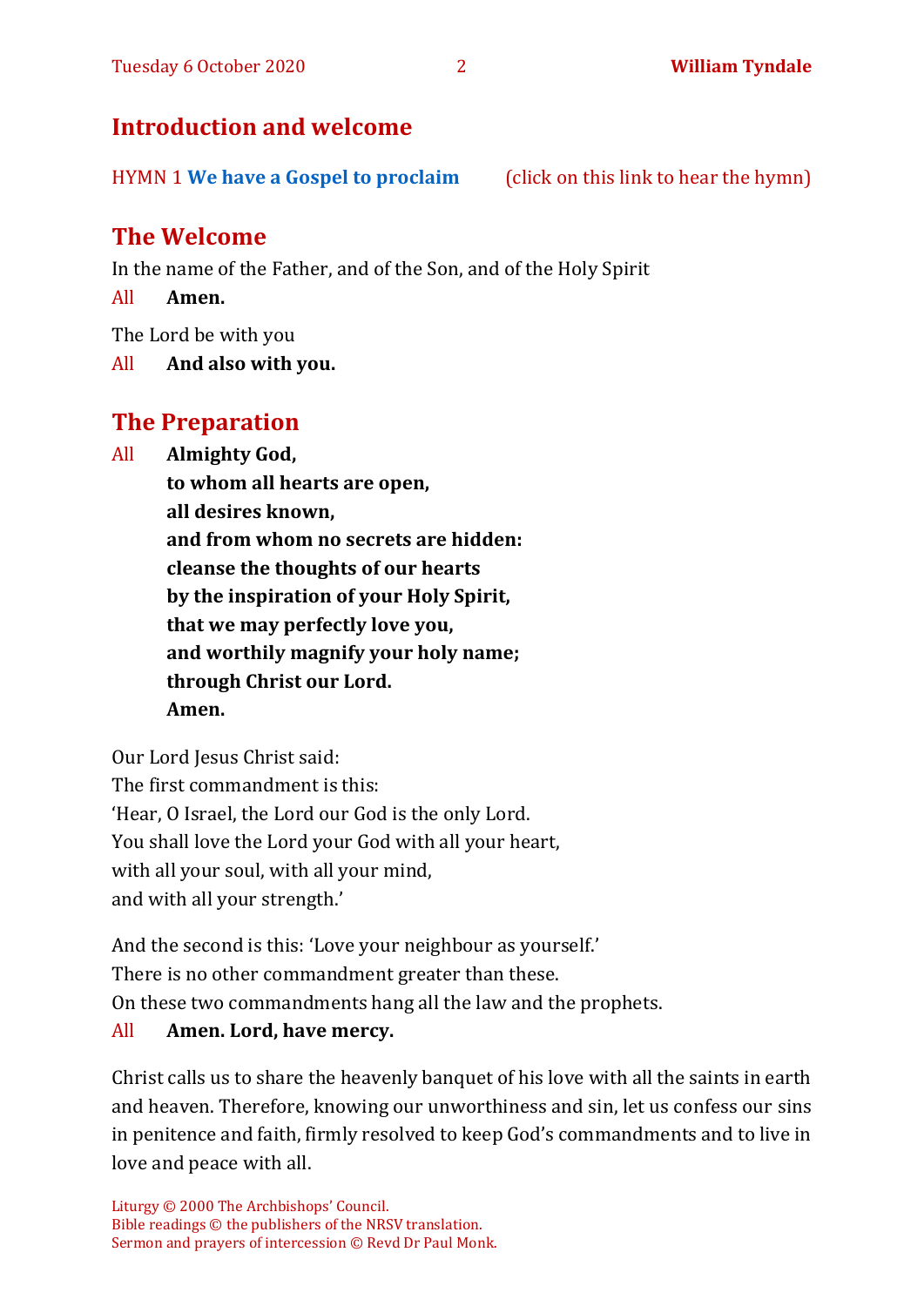## Introduction and welcome

HYMN 1 **We have a Gospel to proclaim** (click on this link to hear the hymn)

## The Welcome

In the name of the Father, and of the Son, and of the Holy Spirit

All **Amen.**

The Lord be with you

All **And also with you.**

## The Preparation

All **Almighty God,**
**to whom all hearts are open,**
**all desires known,**
**and from whom no secrets are hidden:**
**cleanse the thoughts of our hearts**
**by the inspiration of your Holy Spirit,**
**that we may perfectly love you,**
**and worthily magnify your holy name;**
**through Christ our Lord.**
**Amen.**

Our Lord Jesus Christ said:
The first commandment is this:
'Hear, O Israel, the Lord our God is the only Lord.
You shall love the Lord your God with all your heart,
with all your soul, with all your mind,
and with all your strength.'

And the second is this: 'Love your neighbour as yourself.'
There is no other commandment greater than these.
On these two commandments hang all the law and the prophets.

All **Amen. Lord, have mercy.**

Christ calls us to share the heavenly banquet of his love with all the saints in earth and heaven. Therefore, knowing our unworthiness and sin, let us confess our sins in penitence and faith, firmly resolved to keep God's commandments and to live in love and peace with all.

Liturgy © 2000 The Archbishops' Council.
Bible readings © the publishers of the NRSV translation.
Sermon and prayers of intercession © Revd Dr Paul Monk.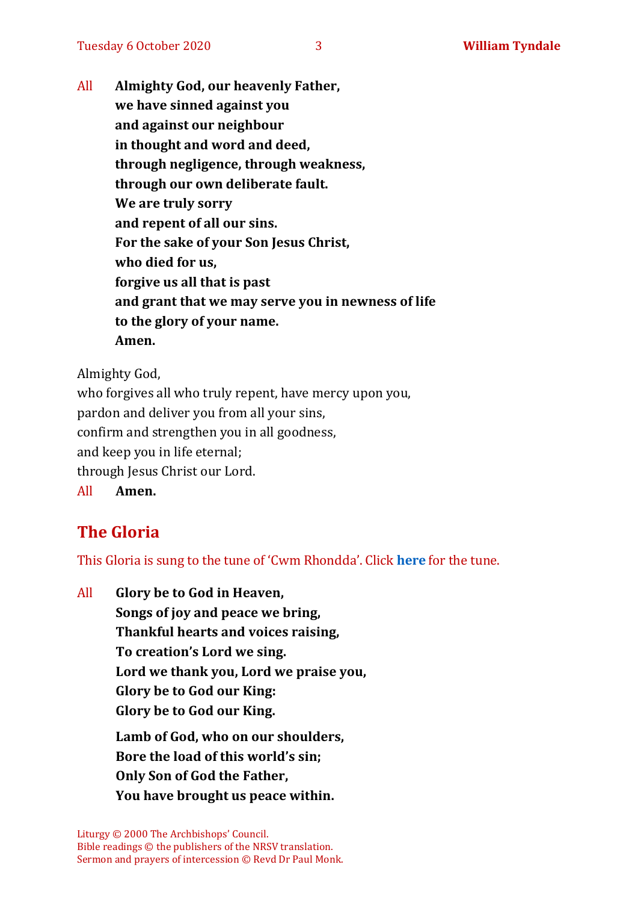All **Almighty God, our heavenly Father,**
**we have sinned against you**
**and against our neighbour**
**in thought and word and deed,**
**through negligence, through weakness,**
**through our own deliberate fault.**
**We are truly sorry**
**and repent of all our sins.**
**For the sake of your Son Jesus Christ,**
**who died for us,**
**forgive us all that is past**
**and grant that we may serve you in newness of life**
**to the glory of your name.**
**Amen.**

Almighty God,
who forgives all who truly repent, have mercy upon you,
pardon and deliver you from all your sins,
confirm and strengthen you in all goodness,
and keep you in life eternal;
through Jesus Christ our Lord.
All **Amen.**

## The Gloria

This Gloria is sung to the tune of 'Cwm Rhondda'. Click **here** for the tune.

All **Glory be to God in Heaven,**
**Songs of joy and peace we bring,**
**Thankful hearts and voices raising,**
**To creation's Lord we sing.**
**Lord we thank you, Lord we praise you,**
**Glory be to God our King:**
**Glory be to God our King.**

**Lamb of God, who on our shoulders,**
**Bore the load of this world's sin;**
**Only Son of God the Father,**
**You have brought us peace within.**

Liturgy © 2000 The Archbishops' Council.
Bible readings © the publishers of the NRSV translation.
Sermon and prayers of intercession © Revd Dr Paul Monk.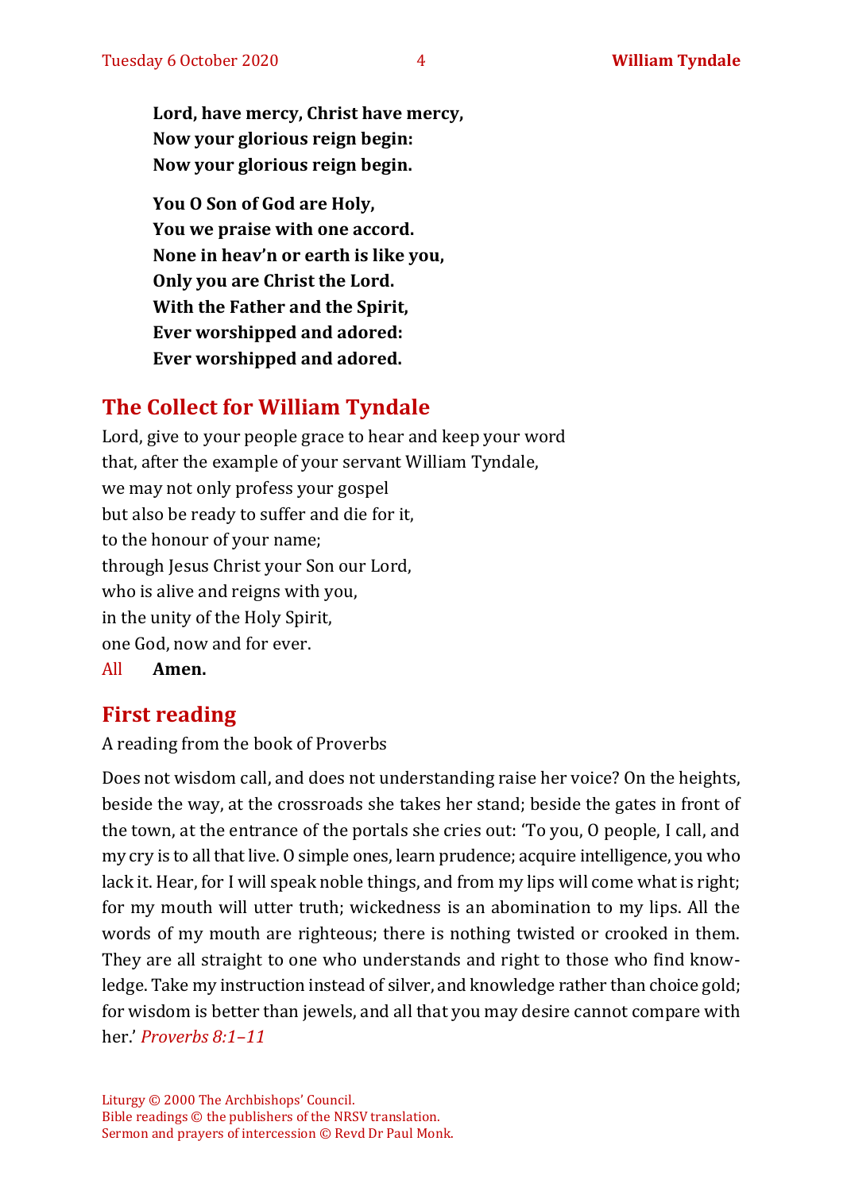**Lord, have mercy, Christ have mercy,**
**Now your glorious reign begin:**
**Now your glorious reign begin.**

**You O Son of God are Holy,**
**You we praise with one accord.**
**None in heav'n or earth is like you,**
**Only you are Christ the Lord.**
**With the Father and the Spirit,**
**Ever worshipped and adored:**
**Ever worshipped and adored.**

## The Collect for William Tyndale

Lord, give to your people grace to hear and keep your word
that, after the example of your servant William Tyndale,
we may not only profess your gospel
but also be ready to suffer and die for it,
to the honour of your name;
through Jesus Christ your Son our Lord,
who is alive and reigns with you,
in the unity of the Holy Spirit,
one God, now and for ever.

All **Amen.**

## First reading

A reading from the book of Proverbs

Does not wisdom call, and does not understanding raise her voice? On the heights, beside the way, at the crossroads she takes her stand; beside the gates in front of the town, at the entrance of the portals she cries out: 'To you, O people, I call, and my cry is to all that live. O simple ones, learn prudence; acquire intelligence, you who lack it. Hear, for I will speak noble things, and from my lips will come what is right; for my mouth will utter truth; wickedness is an abomination to my lips. All the words of my mouth are righteous; there is nothing twisted or crooked in them. They are all straight to one who understands and right to those who find knowledge. Take my instruction instead of silver, and knowledge rather than choice gold; for wisdom is better than jewels, and all that you may desire cannot compare with her.' *Proverbs 8:1–11*

Liturgy © 2000 The Archbishops' Council.
Bible readings © the publishers of the NRSV translation.
Sermon and prayers of intercession © Revd Dr Paul Monk.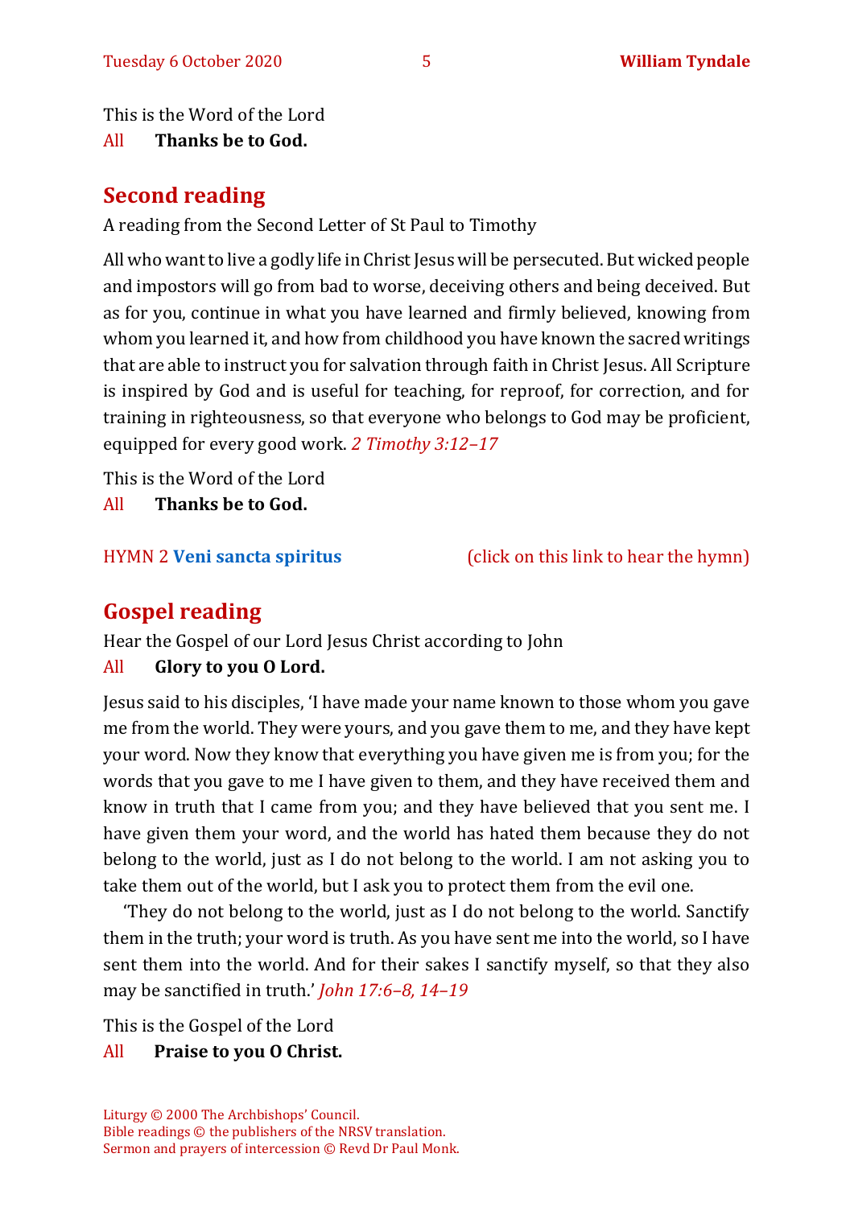This is the Word of the Lord

All **Thanks be to God.**

## Second reading

A reading from the Second Letter of St Paul to Timothy

All who want to live a godly life in Christ Jesus will be persecuted. But wicked people and impostors will go from bad to worse, deceiving others and being deceived. But as for you, continue in what you have learned and firmly believed, knowing from whom you learned it, and how from childhood you have known the sacred writings that are able to instruct you for salvation through faith in Christ Jesus. All Scripture is inspired by God and is useful for teaching, for reproof, for correction, and for training in righteousness, so that everyone who belongs to God may be proficient, equipped for every good work. *2 Timothy 3:12–17*

This is the Word of the Lord

All **Thanks be to God.**

HYMN 2 **Veni sancta spiritus** (click on this link to hear the hymn)

## Gospel reading

Hear the Gospel of our Lord Jesus Christ according to John

All **Glory to you O Lord.**

Jesus said to his disciples, 'I have made your name known to those whom you gave me from the world. They were yours, and you gave them to me, and they have kept your word. Now they know that everything you have given me is from you; for the words that you gave to me I have given to them, and they have received them and know in truth that I came from you; and they have believed that you sent me. I have given them your word, and the world has hated them because they do not belong to the world, just as I do not belong to the world. I am not asking you to take them out of the world, but I ask you to protect them from the evil one.

'They do not belong to the world, just as I do not belong to the world. Sanctify them in the truth; your word is truth. As you have sent me into the world, so I have sent them into the world. And for their sakes I sanctify myself, so that they also may be sanctified in truth.' *John 17:6–8, 14–19*

This is the Gospel of the Lord

All **Praise to you O Christ.**

Liturgy © 2000 The Archbishops' Council.
Bible readings © the publishers of the NRSV translation.
Sermon and prayers of intercession © Revd Dr Paul Monk.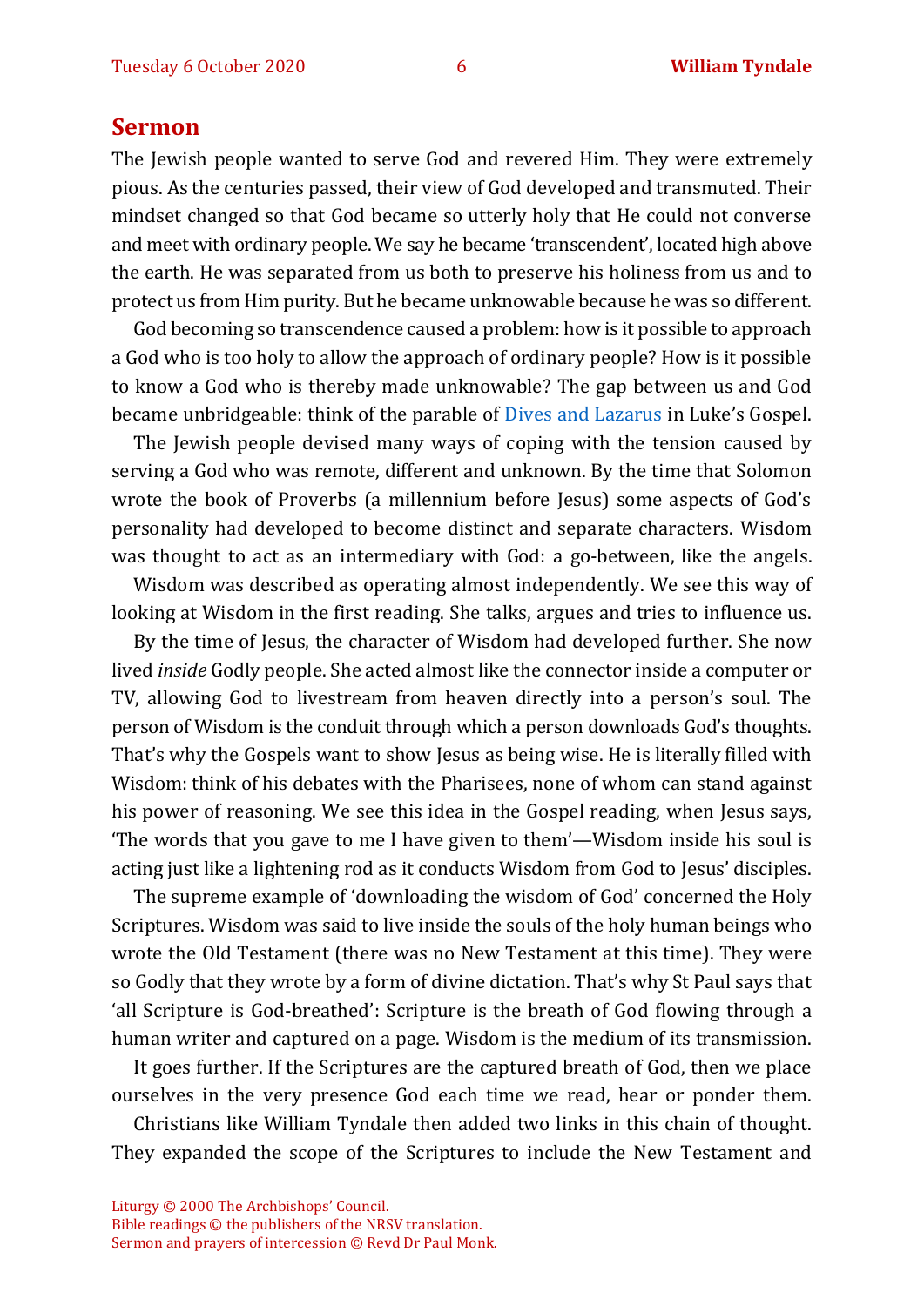## Sermon

The Jewish people wanted to serve God and revered Him. They were extremely pious. As the centuries passed, their view of God developed and transmuted. Their mindset changed so that God became so utterly holy that He could not converse and meet with ordinary people. We say he became 'transcendent', located high above the earth. He was separated from us both to preserve his holiness from us and to protect us from Him purity. But he became unknowable because he was so different.

God becoming so transcendence caused a problem: how is it possible to approach a God who is too holy to allow the approach of ordinary people? How is it possible to know a God who is thereby made unknowable? The gap between us and God became unbridgeable: think of the parable of Dives and Lazarus in Luke's Gospel.

The Jewish people devised many ways of coping with the tension caused by serving a God who was remote, different and unknown. By the time that Solomon wrote the book of Proverbs (a millennium before Jesus) some aspects of God's personality had developed to become distinct and separate characters. Wisdom was thought to act as an intermediary with God: a go-between, like the angels.

Wisdom was described as operating almost independently. We see this way of looking at Wisdom in the first reading. She talks, argues and tries to influence us.

By the time of Jesus, the character of Wisdom had developed further. She now lived *inside* Godly people. She acted almost like the connector inside a computer or TV, allowing God to livestream from heaven directly into a person's soul. The person of Wisdom is the conduit through which a person downloads God's thoughts. That's why the Gospels want to show Jesus as being wise. He is literally filled with Wisdom: think of his debates with the Pharisees, none of whom can stand against his power of reasoning. We see this idea in the Gospel reading, when Jesus says, 'The words that you gave to me I have given to them'—Wisdom inside his soul is acting just like a lightening rod as it conducts Wisdom from God to Jesus' disciples.

The supreme example of 'downloading the wisdom of God' concerned the Holy Scriptures. Wisdom was said to live inside the souls of the holy human beings who wrote the Old Testament (there was no New Testament at this time). They were so Godly that they wrote by a form of divine dictation. That's why St Paul says that 'all Scripture is God-breathed': Scripture is the breath of God flowing through a human writer and captured on a page. Wisdom is the medium of its transmission.

It goes further. If the Scriptures are the captured breath of God, then we place ourselves in the very presence God each time we read, hear or ponder them.

Christians like William Tyndale then added two links in this chain of thought. They expanded the scope of the Scriptures to include the New Testament and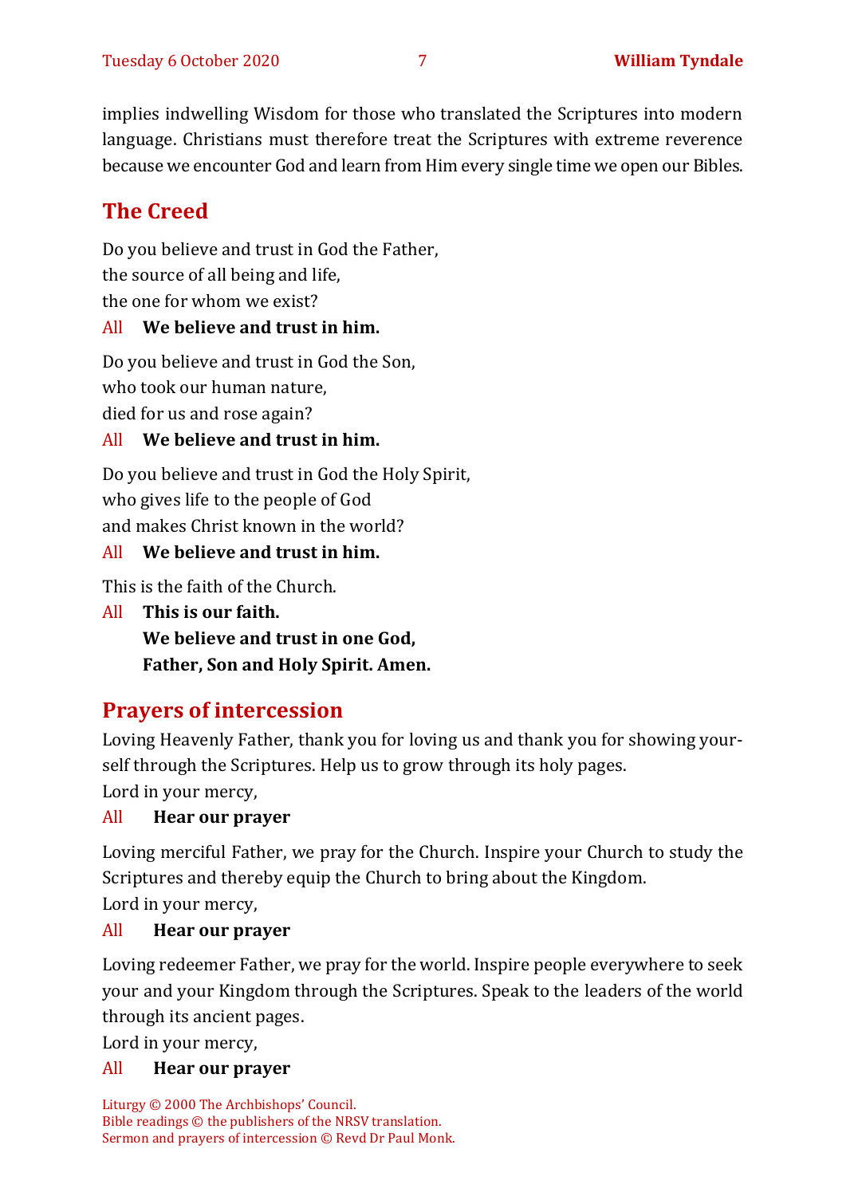implies indwelling Wisdom for those who translated the Scriptures into modern language. Christians must therefore treat the Scriptures with extreme reverence because we encounter God and learn from Him every single time we open our Bibles.

## The Creed

Do you believe and trust in God the Father,
the source of all being and life,
the one for whom we exist?

All **We believe and trust in him.**

Do you believe and trust in God the Son,
who took our human nature,
died for us and rose again?

All **We believe and trust in him.**

Do you believe and trust in God the Holy Spirit,
who gives life to the people of God
and makes Christ known in the world?

All **We believe and trust in him.**

This is the faith of the Church.

All **This is our faith.**
**We believe and trust in one God,**
**Father, Son and Holy Spirit. Amen.**

## Prayers of intercession

Loving Heavenly Father, thank you for loving us and thank you for showing yourself through the Scriptures. Help us to grow through its holy pages.
Lord in your mercy,

All **Hear our prayer**

Loving merciful Father, we pray for the Church. Inspire your Church to study the Scriptures and thereby equip the Church to bring about the Kingdom.
Lord in your mercy,

All **Hear our prayer**

Loving redeemer Father, we pray for the world. Inspire people everywhere to seek your and your Kingdom through the Scriptures. Speak to the leaders of the world through its ancient pages.
Lord in your mercy,

All **Hear our prayer**

Liturgy © 2000 The Archbishops' Council.
Bible readings © the publishers of the NRSV translation.
Sermon and prayers of intercession © Revd Dr Paul Monk.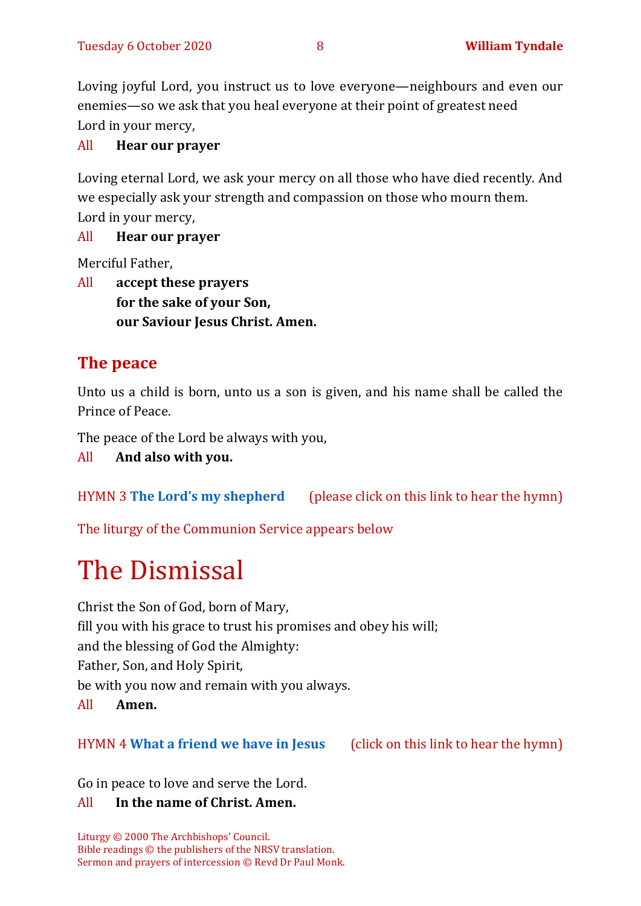Loving joyful Lord, you instruct us to love everyone—neighbours and even our enemies—so we ask that you heal everyone at their point of greatest need
Lord in your mercy,

All **Hear our prayer**

Loving eternal Lord, we ask your mercy on all those who have died recently. And we especially ask your strength and compassion on those who mourn them.
Lord in your mercy,

All **Hear our prayer**

Merciful Father,

All **accept these prayers**
**for the sake of your Son,**
**our Saviour Jesus Christ. Amen.**

## The peace

Unto us a child is born, unto us a son is given, and his name shall be called the Prince of Peace.

The peace of the Lord be always with you,

All **And also with you.**

HYMN 3 **The Lord's my shepherd** (please click on this link to hear the hymn)

The liturgy of the Communion Service appears below

# The Dismissal

Christ the Son of God, born of Mary,
fill you with his grace to trust his promises and obey his will;
and the blessing of God the Almighty:
Father, Son, and Holy Spirit,
be with you now and remain with you always.

All **Amen.**

HYMN 4 **What a friend we have in Jesus** (click on this link to hear the hymn)

Go in peace to love and serve the Lord.

All **In the name of Christ. Amen.**

Liturgy © 2000 The Archbishops' Council.
Bible readings © the publishers of the NRSV translation.
Sermon and prayers of intercession © Revd Dr Paul Monk.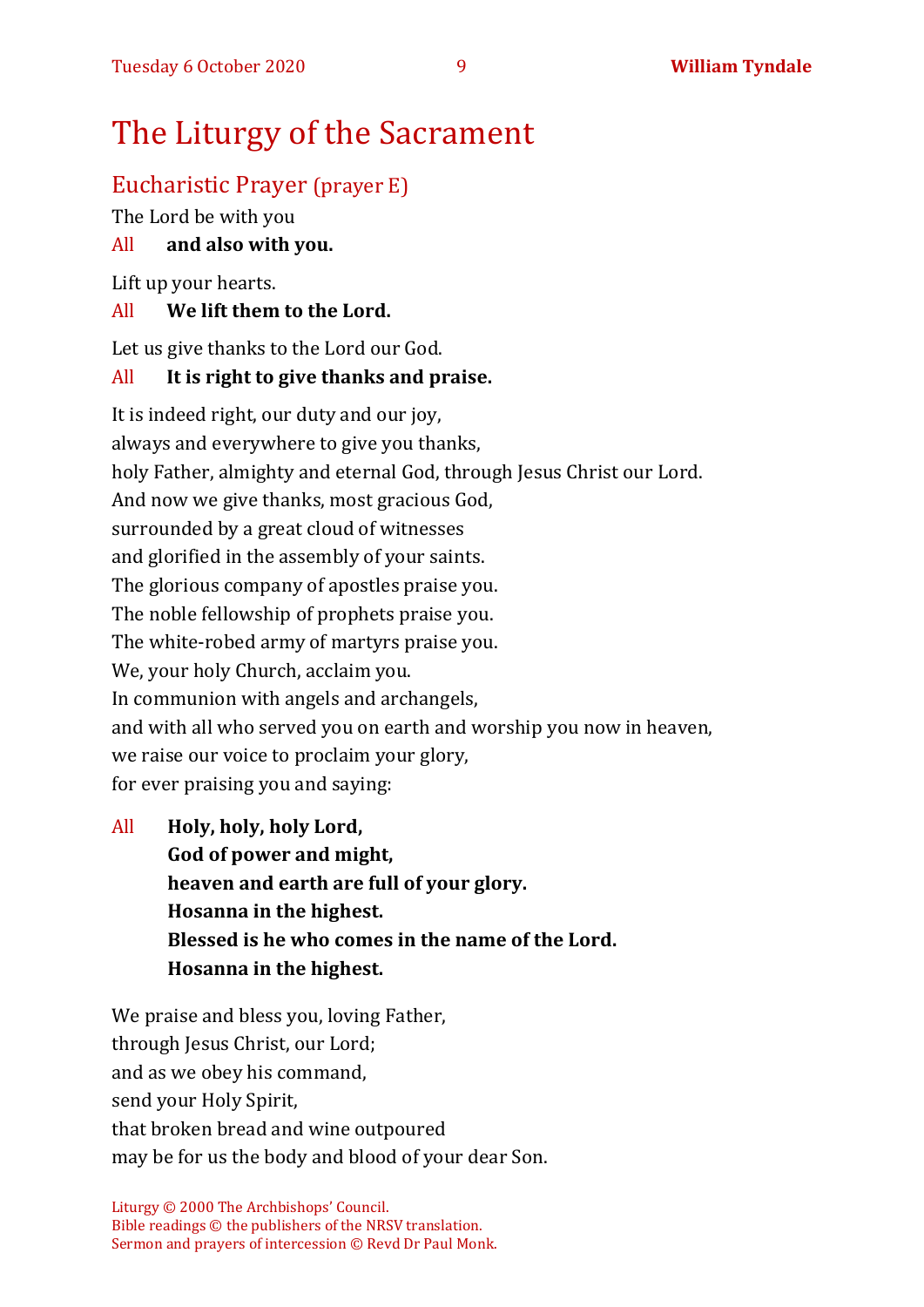# The Liturgy of the Sacrament

## Eucharistic Prayer (prayer E)

The Lord be with you

All **and also with you.**

Lift up your hearts.

All **We lift them to the Lord.**

Let us give thanks to the Lord our God.

All **It is right to give thanks and praise.**

It is indeed right, our duty and our joy,
always and everywhere to give you thanks,
holy Father, almighty and eternal God, through Jesus Christ our Lord.
And now we give thanks, most gracious God,
surrounded by a great cloud of witnesses
and glorified in the assembly of your saints.
The glorious company of apostles praise you.
The noble fellowship of prophets praise you.
The white-robed army of martyrs praise you.
We, your holy Church, acclaim you.
In communion with angels and archangels,
and with all who served you on earth and worship you now in heaven,
we raise our voice to proclaim your glory,
for ever praising you and saying:

All **Holy, holy, holy Lord,**
**God of power and might,**
**heaven and earth are full of your glory.**
**Hosanna in the highest.**
**Blessed is he who comes in the name of the Lord.**
**Hosanna in the highest.**

We praise and bless you, loving Father,
through Jesus Christ, our Lord;
and as we obey his command,
send your Holy Spirit,
that broken bread and wine outpoured
may be for us the body and blood of your dear Son.

Liturgy © 2000 The Archbishops' Council.
Bible readings © the publishers of the NRSV translation.
Sermon and prayers of intercession © Revd Dr Paul Monk.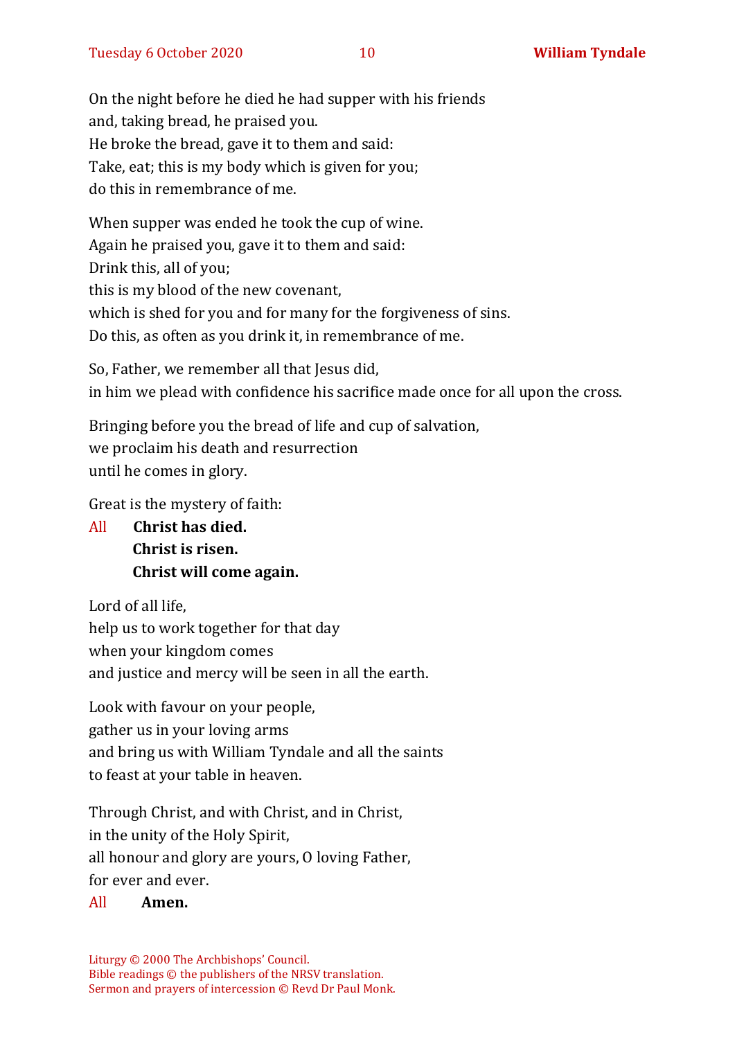On the night before he died he had supper with his friends
and, taking bread, he praised you.
He broke the bread, gave it to them and said:
Take, eat; this is my body which is given for you;
do this in remembrance of me.

When supper was ended he took the cup of wine.
Again he praised you, gave it to them and said:
Drink this, all of you;
this is my blood of the new covenant,
which is shed for you and for many for the forgiveness of sins.
Do this, as often as you drink it, in remembrance of me.

So, Father, we remember all that Jesus did,
in him we plead with confidence his sacrifice made once for all upon the cross.

Bringing before you the bread of life and cup of salvation,
we proclaim his death and resurrection
until he comes in glory.

Great is the mystery of faith:

All **Christ has died.**
**Christ is risen.**
**Christ will come again.**

Lord of all life,
help us to work together for that day
when your kingdom comes
and justice and mercy will be seen in all the earth.

Look with favour on your people,
gather us in your loving arms
and bring us with William Tyndale and all the saints
to feast at your table in heaven.

Through Christ, and with Christ, and in Christ,
in the unity of the Holy Spirit,
all honour and glory are yours, O loving Father,
for ever and ever.

All **Amen.**

Liturgy © 2000 The Archbishops' Council.
Bible readings © the publishers of the NRSV translation.
Sermon and prayers of intercession © Revd Dr Paul Monk.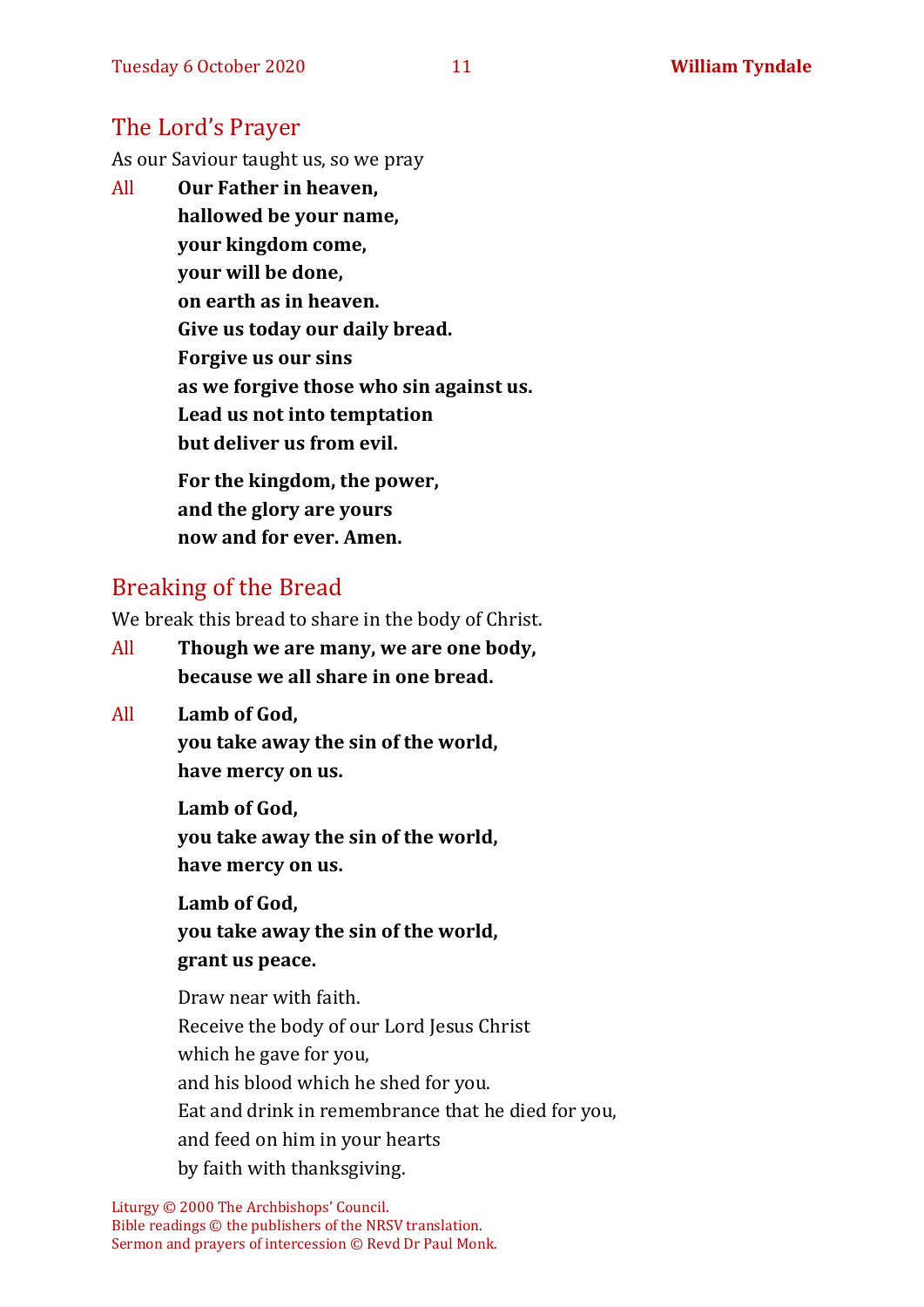## The Lord's Prayer

As our Saviour taught us, so we pray

All **Our Father in heaven,**
**hallowed be your name,**
**your kingdom come,**
**your will be done,**
**on earth as in heaven.**
**Give us today our daily bread.**
**Forgive us our sins**
**as we forgive those who sin against us.**
**Lead us not into temptation**
**but deliver us from evil.**

**For the kingdom, the power,**
**and the glory are yours**
**now and for ever. Amen.**

## Breaking of the Bread

We break this bread to share in the body of Christ.

All **Though we are many, we are one body,**
**because we all share in one bread.**

All **Lamb of God,**
**you take away the sin of the world,**
**have mercy on us.**

**Lamb of God,**
**you take away the sin of the world,**
**have mercy on us.**

**Lamb of God,**
**you take away the sin of the world,**
**grant us peace.**

Draw near with faith.
Receive the body of our Lord Jesus Christ
which he gave for you,
and his blood which he shed for you.
Eat and drink in remembrance that he died for you,
and feed on him in your hearts
by faith with thanksgiving.

Liturgy © 2000 The Archbishops' Council.
Bible readings © the publishers of the NRSV translation.
Sermon and prayers of intercession © Revd Dr Paul Monk.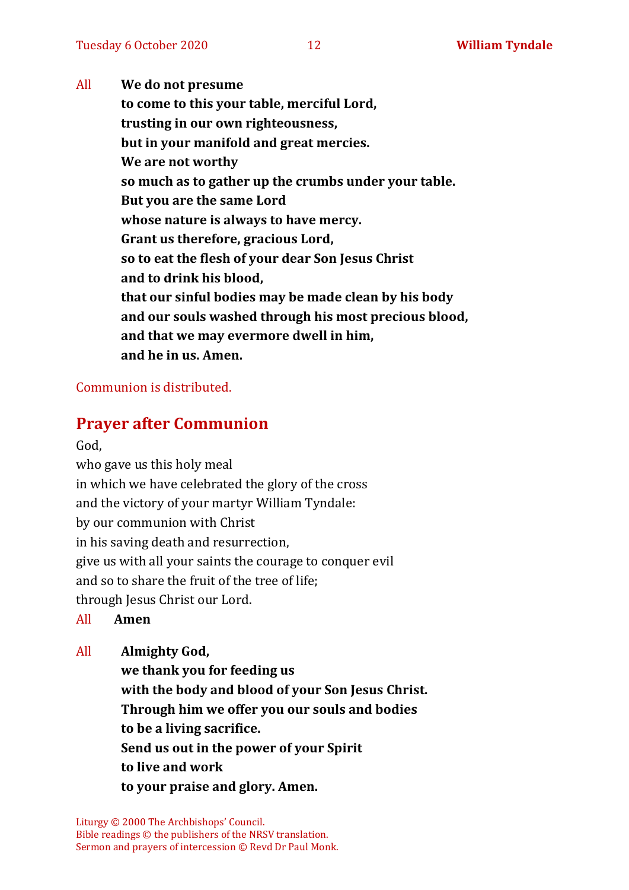All **We do not presume**
**to come to this your table, merciful Lord,**
**trusting in our own righteousness,**
**but in your manifold and great mercies.**
**We are not worthy**
**so much as to gather up the crumbs under your table.**
**But you are the same Lord**
**whose nature is always to have mercy.**
**Grant us therefore, gracious Lord,**
**so to eat the flesh of your dear Son Jesus Christ**
**and to drink his blood,**
**that our sinful bodies may be made clean by his body**
**and our souls washed through his most precious blood,**
**and that we may evermore dwell in him,**
**and he in us. Amen.**

Communion is distributed.

## Prayer after Communion

God,
who gave us this holy meal
in which we have celebrated the glory of the cross
and the victory of your martyr William Tyndale:
by our communion with Christ
in his saving death and resurrection,
give us with all your saints the courage to conquer evil
and so to share the fruit of the tree of life;
through Jesus Christ our Lord.

All **Amen**

All **Almighty God,**
**we thank you for feeding us**
**with the body and blood of your Son Jesus Christ.**
**Through him we offer you our souls and bodies**
**to be a living sacrifice.**
**Send us out in the power of your Spirit**
**to live and work**
**to your praise and glory. Amen.**

Liturgy © 2000 The Archbishops' Council.
Bible readings © the publishers of the NRSV translation.
Sermon and prayers of intercession © Revd Dr Paul Monk.